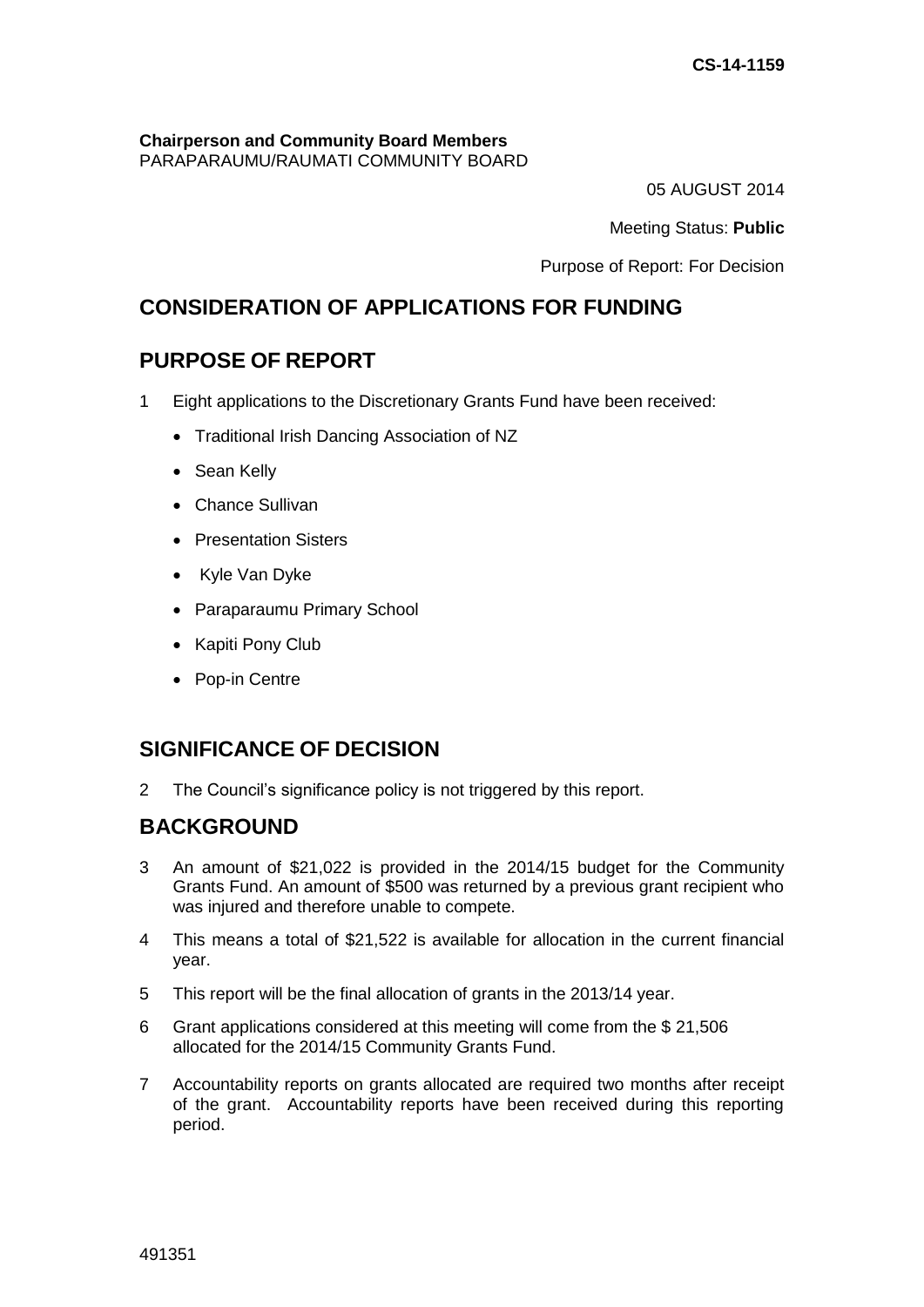**CS-14-1159**

**Chairperson and Community Board Members**
PARAPARAUMU/RAUMATI COMMUNITY BOARD

05 AUGUST 2014

Meeting Status: **Public**

Purpose of Report: For Decision

## CONSIDERATION OF APPLICATIONS FOR FUNDING

## PURPOSE OF REPORT

1 Eight applications to the Discretionary Grants Fund have been received:

- Traditional Irish Dancing Association of NZ
- Sean Kelly
- Chance Sullivan
- Presentation Sisters
- Kyle Van Dyke
- Paraparaumu Primary School
- Kapiti Pony Club
- Pop-in Centre

## SIGNIFICANCE OF DECISION

2 The Council's significance policy is not triggered by this report.

## BACKGROUND

3 An amount of $21,022 is provided in the 2014/15 budget for the Community Grants Fund. An amount of $500 was returned by a previous grant recipient who was injured and therefore unable to compete.

4 This means a total of $21,522 is available for allocation in the current financial year.

5 This report will be the final allocation of grants in the 2013/14 year.

6 Grant applications considered at this meeting will come from the $ 21,506 allocated for the 2014/15 Community Grants Fund.

7 Accountability reports on grants allocated are required two months after receipt of the grant. Accountability reports have been received during this reporting period.

491351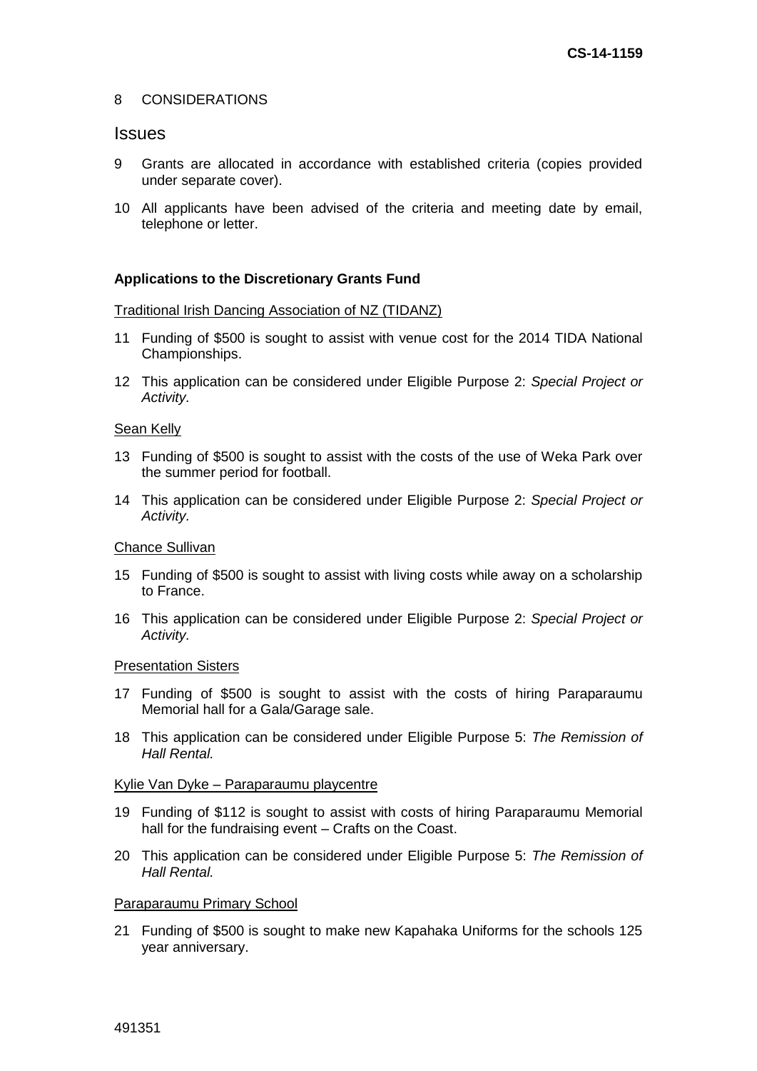8 CONSIDERATIONS

## Issues

9 Grants are allocated in accordance with established criteria (copies provided under separate cover).

10 All applicants have been advised of the criteria and meeting date by email, telephone or letter.

**Applications to the Discretionary Grants Fund**

Traditional Irish Dancing Association of NZ (TIDANZ)

11 Funding of $500 is sought to assist with venue cost for the 2014 TIDA National Championships.

12 This application can be considered under Eligible Purpose 2: *Special Project or Activity.*

Sean Kelly

13 Funding of $500 is sought to assist with the costs of the use of Weka Park over the summer period for football.

14 This application can be considered under Eligible Purpose 2: *Special Project or Activity.*

Chance Sullivan

15 Funding of $500 is sought to assist with living costs while away on a scholarship to France.

16 This application can be considered under Eligible Purpose 2: *Special Project or Activity.*

Presentation Sisters

17 Funding of $500 is sought to assist with the costs of hiring Paraparaumu Memorial hall for a Gala/Garage sale.

18 This application can be considered under Eligible Purpose 5: *The Remission of Hall Rental.*

Kylie Van Dyke – Paraparaumu playcentre

19 Funding of $112 is sought to assist with costs of hiring Paraparaumu Memorial hall for the fundraising event – Crafts on the Coast.

20 This application can be considered under Eligible Purpose 5: *The Remission of Hall Rental.*

Paraparaumu Primary School

21 Funding of $500 is sought to make new Kapahaka Uniforms for the schools 125 year anniversary.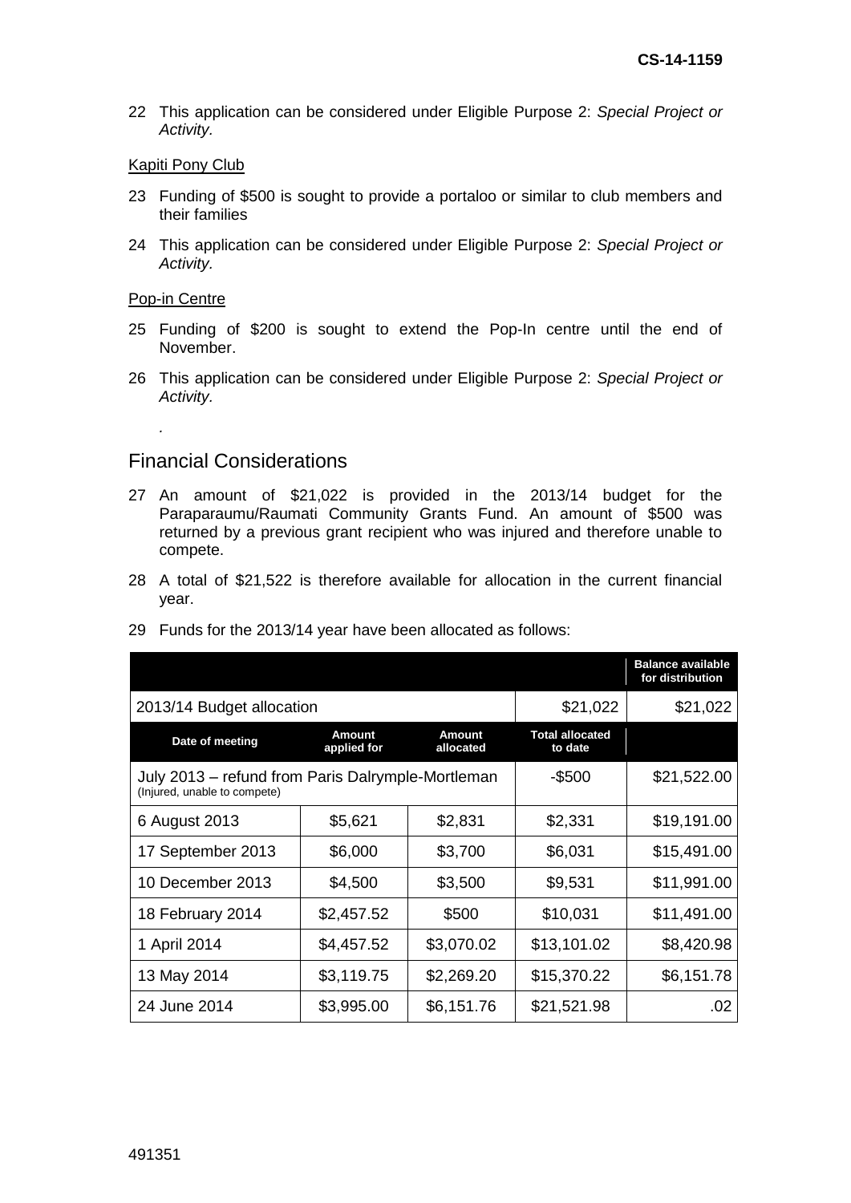22 This application can be considered under Eligible Purpose 2: *Special Project or Activity*.

Kapiti Pony Club

23 Funding of $500 is sought to provide a portaloo or similar to club members and their families

24 This application can be considered under Eligible Purpose 2: *Special Project or Activity*.

Pop-in Centre

25 Funding of $200 is sought to extend the Pop-In centre until the end of November.

26 This application can be considered under Eligible Purpose 2: *Special Project or Activity*.

.

## Financial Considerations

27 An amount of $21,022 is provided in the 2013/14 budget for the Paraparaumu/Raumati Community Grants Fund. An amount of $500 was returned by a previous grant recipient who was injured and therefore unable to compete.

28 A total of $21,522 is therefore available for allocation in the current financial year.

29 Funds for the 2013/14 year have been allocated as follows:

| | | | | Balance available for distribution |
|---|---|---|---|---|
| 2013/14 Budget allocation | | | $21,022 | $21,022 |
| **Date of meeting** | **Amount applied for** | **Amount allocated** | **Total allocated to date** | |
| July 2013 – refund from Paris Dalrymple-Mortleman (Injured, unable to compete) | | | -$500 | $21,522.00 |
| 6 August 2013 | $5,621 | $2,831 | $2,331 | $19,191.00 |
| 17 September 2013 | $6,000 | $3,700 | $6,031 | $15,491.00 |
| 10 December 2013 | $4,500 | $3,500 | $9,531 | $11,991.00 |
| 18 February 2014 | $2,457.52 | $500 | $10,031 | $11,491.00 |
| 1 April 2014 | $4,457.52 | $3,070.02 | $13,101.02 | $8,420.98 |
| 13 May 2014 | $3,119.75 | $2,269.20 | $15,370.22 | $6,151.78 |
| 24 June 2014 | $3,995.00 | $6,151.76 | $21,521.98 | .02 |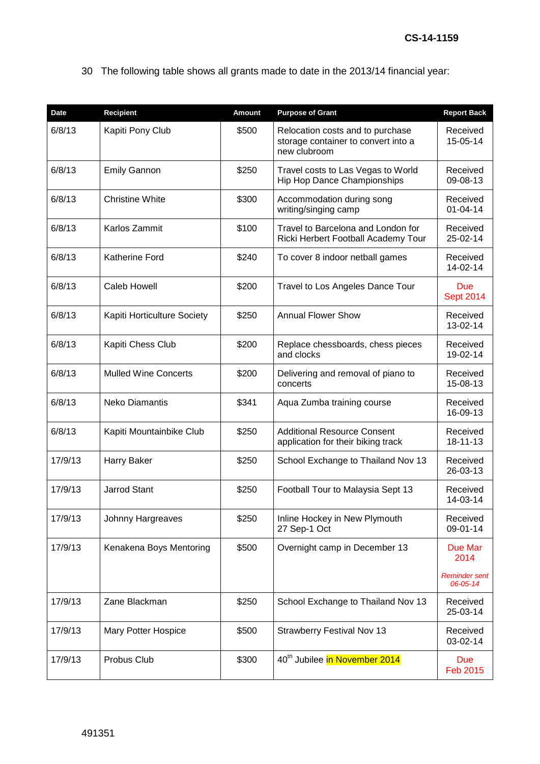30 The following table shows all grants made to date in the 2013/14 financial year:

| Date | Recipient | Amount | Purpose of Grant | Report Back |
|---|---|---|---|---|
| 6/8/13 | Kapiti Pony Club | $500 | Relocation costs and to purchase storage container to convert into a new clubroom | Received 15-05-14 |
| 6/8/13 | Emily Gannon | $250 | Travel costs to Las Vegas to World Hip Hop Dance Championships | Received 09-08-13 |
| 6/8/13 | Christine White | $300 | Accommodation during song writing/singing camp | Received 01-04-14 |
| 6/8/13 | Karlos Zammit | $100 | Travel to Barcelona and London for Ricki Herbert Football Academy Tour | Received 25-02-14 |
| 6/8/13 | Katherine Ford | $240 | To cover 8 indoor netball games | Received 14-02-14 |
| 6/8/13 | Caleb Howell | $200 | Travel to Los Angeles Dance Tour | Due Sept 2014 |
| 6/8/13 | Kapiti Horticulture Society | $250 | Annual Flower Show | Received 13-02-14 |
| 6/8/13 | Kapiti Chess Club | $200 | Replace chessboards, chess pieces and clocks | Received 19-02-14 |
| 6/8/13 | Mulled Wine Concerts | $200 | Delivering and removal of piano to concerts | Received 15-08-13 |
| 6/8/13 | Neko Diamantis | $341 | Aqua Zumba training course | Received 16-09-13 |
| 6/8/13 | Kapiti Mountainbike Club | $250 | Additional Resource Consent application for their biking track | Received 18-11-13 |
| 17/9/13 | Harry Baker | $250 | School Exchange to Thailand Nov 13 | Received 26-03-13 |
| 17/9/13 | Jarrod Stant | $250 | Football Tour to Malaysia Sept 13 | Received 14-03-14 |
| 17/9/13 | Johnny Hargreaves | $250 | Inline Hockey in New Plymouth 27 Sep-1 Oct | Received 09-01-14 |
| 17/9/13 | Kenakena Boys Mentoring | $500 | Overnight camp in December 13 | Due Mar 2014 *Reminder sent 06-05-14* |
| 17/9/13 | Zane Blackman | $250 | School Exchange to Thailand Nov 13 | Received 25-03-14 |
| 17/9/13 | Mary Potter Hospice | $500 | Strawberry Festival Nov 13 | Received 03-02-14 |
| 17/9/13 | Probus Club | $300 | 40th Jubilee in November 2014 | Due Feb 2015 |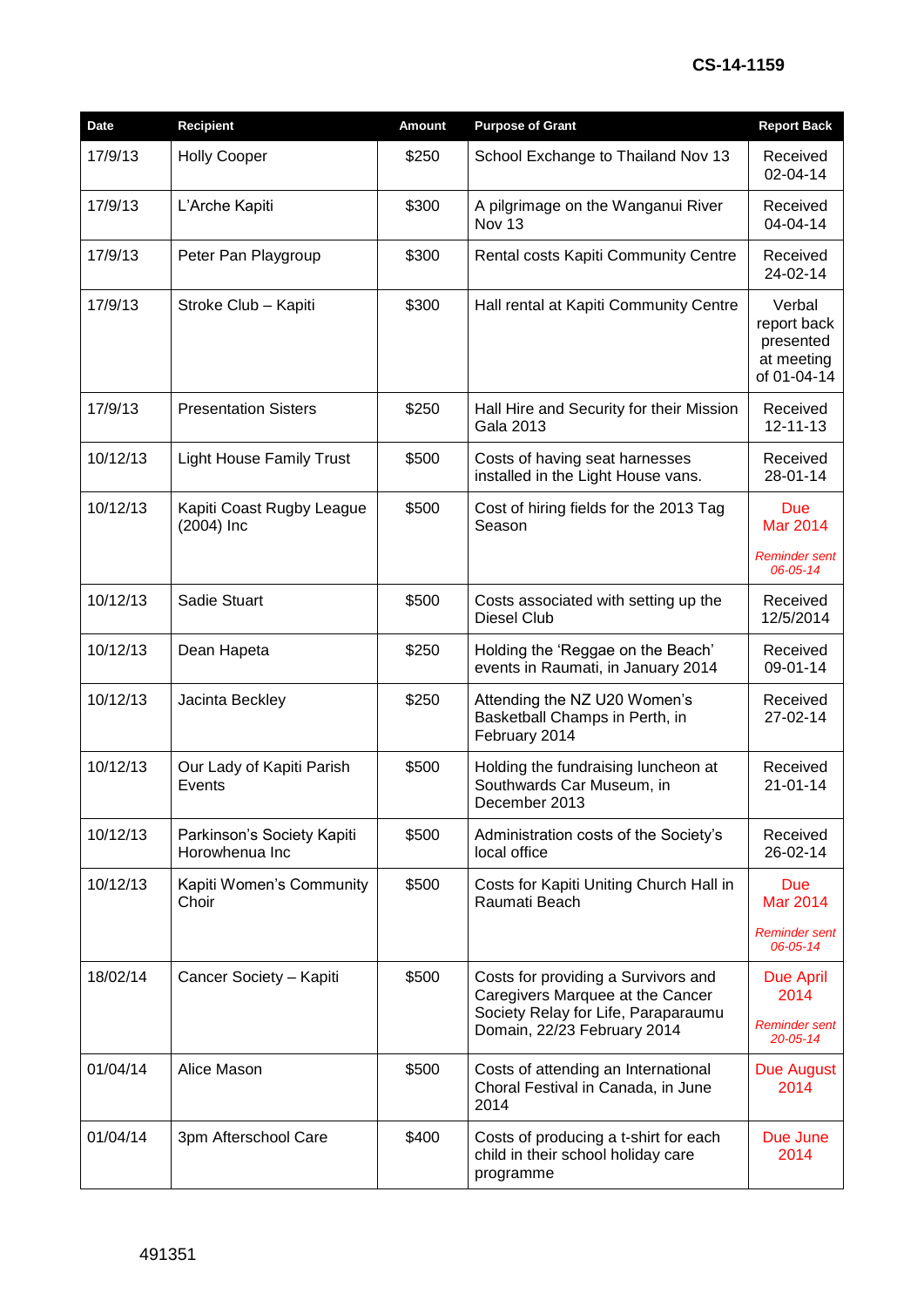**CS-14-1159**

| Date | Recipient | Amount | Purpose of Grant | Report Back |
|---|---|---|---|---|
| 17/9/13 | Holly Cooper | $250 | School Exchange to Thailand Nov 13 | Received 02-04-14 |
| 17/9/13 | L'Arche Kapiti | $300 | A pilgrimage on the Wanganui River Nov 13 | Received 04-04-14 |
| 17/9/13 | Peter Pan Playgroup | $300 | Rental costs Kapiti Community Centre | Received 24-02-14 |
| 17/9/13 | Stroke Club – Kapiti | $300 | Hall rental at Kapiti Community Centre | Verbal report back presented at meeting of 01-04-14 |
| 17/9/13 | Presentation Sisters | $250 | Hall Hire and Security for their Mission Gala 2013 | Received 12-11-13 |
| 10/12/13 | Light House Family Trust | $500 | Costs of having seat harnesses installed in the Light House vans. | Received 28-01-14 |
| 10/12/13 | Kapiti Coast Rugby League (2004) Inc | $500 | Cost of hiring fields for the 2013 Tag Season | Due Mar 2014 *Reminder sent 06-05-14* |
| 10/12/13 | Sadie Stuart | $500 | Costs associated with setting up the Diesel Club | Received 12/5/2014 |
| 10/12/13 | Dean Hapeta | $250 | Holding the 'Reggae on the Beach' events in Raumati, in January 2014 | Received 09-01-14 |
| 10/12/13 | Jacinta Beckley | $250 | Attending the NZ U20 Women's Basketball Champs in Perth, in February 2014 | Received 27-02-14 |
| 10/12/13 | Our Lady of Kapiti Parish Events | $500 | Holding the fundraising luncheon at Southwards Car Museum, in December 2013 | Received 21-01-14 |
| 10/12/13 | Parkinson's Society Kapiti Horowhenua Inc | $500 | Administration costs of the Society's local office | Received 26-02-14 |
| 10/12/13 | Kapiti Women's Community Choir | $500 | Costs for Kapiti Uniting Church Hall in Raumati Beach | Due Mar 2014 *Reminder sent 06-05-14* |
| 18/02/14 | Cancer Society – Kapiti | $500 | Costs for providing a Survivors and Caregivers Marquee at the Cancer Society Relay for Life, Paraparaumu Domain, 22/23 February 2014 | Due April 2014 *Reminder sent 20-05-14* |
| 01/04/14 | Alice Mason | $500 | Costs of attending an International Choral Festival in Canada, in June 2014 | Due August 2014 |
| 01/04/14 | 3pm Afterschool Care | $400 | Costs of producing a t-shirt for each child in their school holiday care programme | Due June 2014 |

491351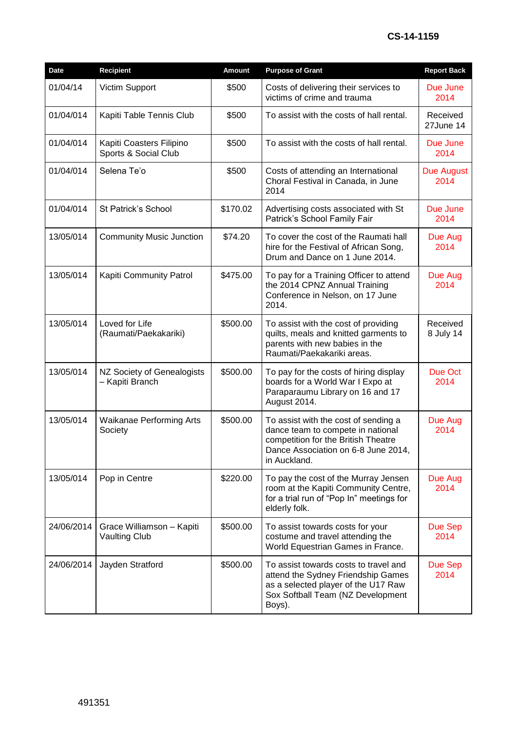**CS-14-1159**

| Date | Recipient | Amount | Purpose of Grant | Report Back |
|---|---|---|---|---|
| 01/04/14 | Victim Support | $500 | Costs of delivering their services to victims of crime and trauma | Due June 2014 |
| 01/04/014 | Kapiti Table Tennis Club | $500 | To assist with the costs of hall rental. | Received 27June 14 |
| 01/04/014 | Kapiti Coasters Filipino Sports & Social Club | $500 | To assist with the costs of hall rental. | Due June 2014 |
| 01/04/014 | Selena Te'o | $500 | Costs of attending an International Choral Festival in Canada, in June 2014 | Due August 2014 |
| 01/04/014 | St Patrick's School | $170.02 | Advertising costs associated with St Patrick's School Family Fair | Due June 2014 |
| 13/05/014 | Community Music Junction | $74.20 | To cover the cost of the Raumati hall hire for the Festival of African Song, Drum and Dance on 1 June 2014. | Due Aug 2014 |
| 13/05/014 | Kapiti Community Patrol | $475.00 | To pay for a Training Officer to attend the 2014 CPNZ Annual Training Conference in Nelson, on 17 June 2014. | Due Aug 2014 |
| 13/05/014 | Loved for Life (Raumati/Paekakariki) | $500.00 | To assist with the cost of providing quilts, meals and knitted garments to parents with new babies in the Raumati/Paekakariki areas. | Received 8 July 14 |
| 13/05/014 | NZ Society of Genealogists – Kapiti Branch | $500.00 | To pay for the costs of hiring display boards for a World War I Expo at Paraparaumu Library on 16 and 17 August 2014. | Due Oct 2014 |
| 13/05/014 | Waikanae Performing Arts Society | $500.00 | To assist with the cost of sending a dance team to compete in national competition for the British Theatre Dance Association on 6-8 June 2014, in Auckland. | Due Aug 2014 |
| 13/05/014 | Pop in Centre | $220.00 | To pay the cost of the Murray Jensen room at the Kapiti Community Centre, for a trial run of "Pop In" meetings for elderly folk. | Due Aug 2014 |
| 24/06/2014 | Grace Williamson – Kapiti Vaulting Club | $500.00 | To assist towards costs for your costume and travel attending the World Equestrian Games in France. | Due Sep 2014 |
| 24/06/2014 | Jayden Stratford | $500.00 | To assist towards costs to travel and attend the Sydney Friendship Games as a selected player of the U17 Raw Sox Softball Team (NZ Development Boys). | Due Sep 2014 |

491351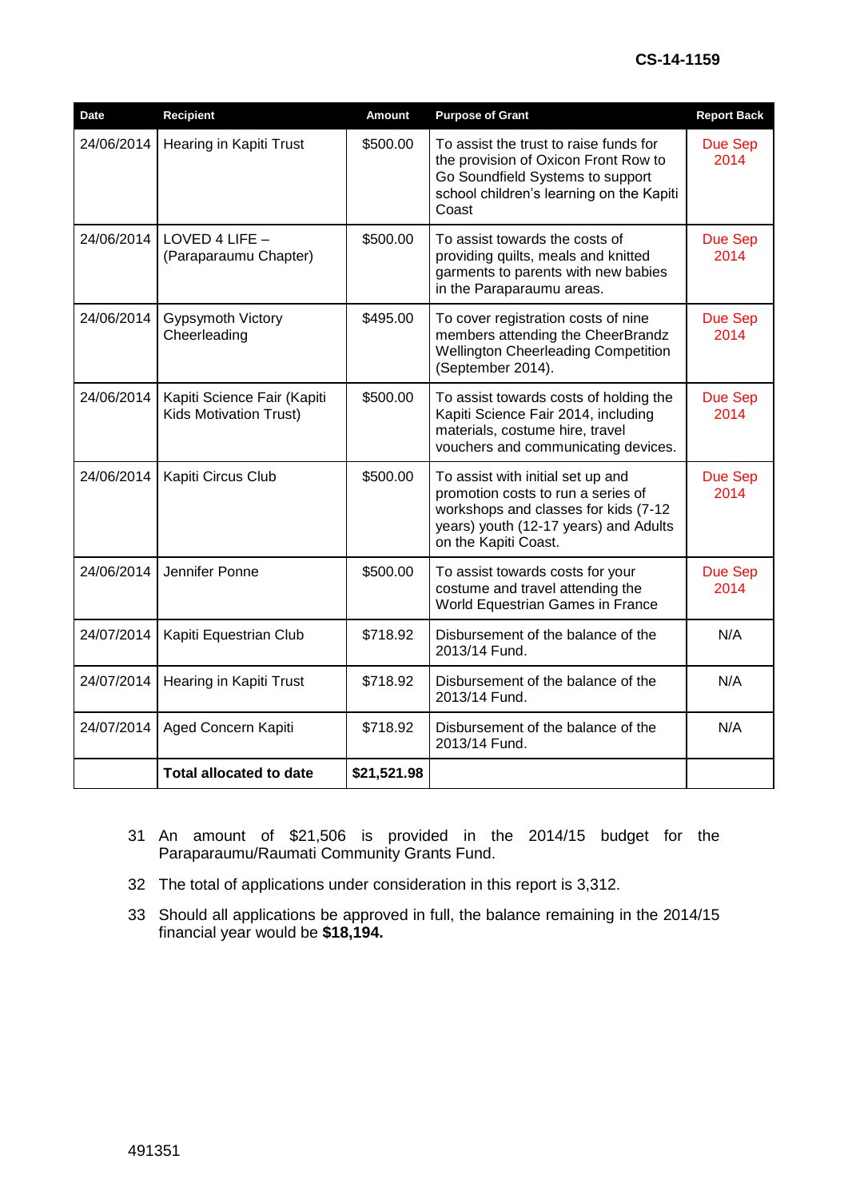| Date | Recipient | Amount | Purpose of Grant | Report Back |
|---|---|---|---|---|
| 24/06/2014 | Hearing in Kapiti Trust | $500.00 | To assist the trust to raise funds for the provision of Oxicon Front Row to Go Soundfield Systems to support school children's learning on the Kapiti Coast | Due Sep 2014 |
| 24/06/2014 | LOVED 4 LIFE – (Paraparaumu Chapter) | $500.00 | To assist towards the costs of providing quilts, meals and knitted garments to parents with new babies in the Paraparaumu areas. | Due Sep 2014 |
| 24/06/2014 | Gypsymoth Victory Cheerleading | $495.00 | To cover registration costs of nine members attending the CheerBrandz Wellington Cheerleading Competition (September 2014). | Due Sep 2014 |
| 24/06/2014 | Kapiti Science Fair (Kapiti Kids Motivation Trust) | $500.00 | To assist towards costs of holding the Kapiti Science Fair 2014, including materials, costume hire, travel vouchers and communicating devices. | Due Sep 2014 |
| 24/06/2014 | Kapiti Circus Club | $500.00 | To assist with initial set up and promotion costs to run a series of workshops and classes for kids (7-12 years) youth (12-17 years) and Adults on the Kapiti Coast. | Due Sep 2014 |
| 24/06/2014 | Jennifer Ponne | $500.00 | To assist towards costs for your costume and travel attending the World Equestrian Games in France | Due Sep 2014 |
| 24/07/2014 | Kapiti Equestrian Club | $718.92 | Disbursement of the balance of the 2013/14 Fund. | N/A |
| 24/07/2014 | Hearing in Kapiti Trust | $718.92 | Disbursement of the balance of the 2013/14 Fund. | N/A |
| 24/07/2014 | Aged Concern Kapiti | $718.92 | Disbursement of the balance of the 2013/14 Fund. | N/A |
| | **Total allocated to date** | **$21,521.98** | | |

31 An amount of $21,506 is provided in the 2014/15 budget for the Paraparaumu/Raumati Community Grants Fund.

32 The total of applications under consideration in this report is 3,312.

33 Should all applications be approved in full, the balance remaining in the 2014/15 financial year would be **$18,194.**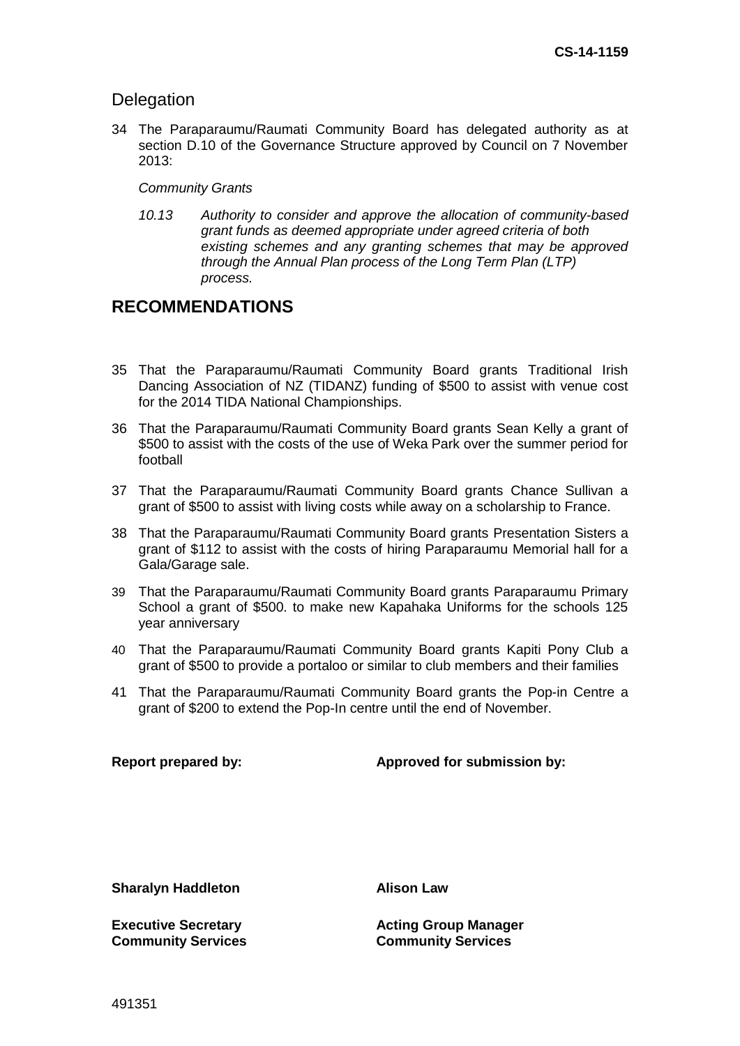## Delegation

34 The Paraparaumu/Raumati Community Board has delegated authority as at section D.10 of the Governance Structure approved by Council on 7 November 2013:

*Community Grants*

*10.13 Authority to consider and approve the allocation of community-based grant funds as deemed appropriate under agreed criteria of both existing schemes and any granting schemes that may be approved through the Annual Plan process of the Long Term Plan (LTP) process.*

# RECOMMENDATIONS

35 That the Paraparaumu/Raumati Community Board grants Traditional Irish Dancing Association of NZ (TIDANZ) funding of $500 to assist with venue cost for the 2014 TIDA National Championships.

36 That the Paraparaumu/Raumati Community Board grants Sean Kelly a grant of $500 to assist with the costs of the use of Weka Park over the summer period for football

37 That the Paraparaumu/Raumati Community Board grants Chance Sullivan a grant of $500 to assist with living costs while away on a scholarship to France.

38 That the Paraparaumu/Raumati Community Board grants Presentation Sisters a grant of $112 to assist with the costs of hiring Paraparaumu Memorial hall for a Gala/Garage sale.

39 That the Paraparaumu/Raumati Community Board grants Paraparaumu Primary School a grant of $500. to make new Kapahaka Uniforms for the schools 125 year anniversary

40 That the Paraparaumu/Raumati Community Board grants Kapiti Pony Club a grant of $500 to provide a portaloo or similar to club members and their families

41 That the Paraparaumu/Raumati Community Board grants the Pop-in Centre a grant of $200 to extend the Pop-In centre until the end of November.

| **Report prepared by:** | **Approved for submission by:** |
|---|---|
| **Sharalyn Haddleton** | **Alison Law** |
| **Executive Secretary Community Services** | **Acting Group Manager Community Services** |

491351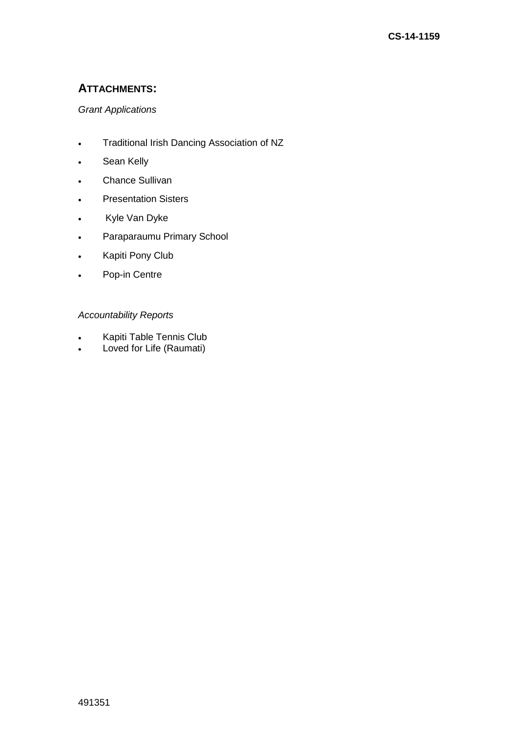## ATTACHMENTS:

*Grant Applications*

- Traditional Irish Dancing Association of NZ
- Sean Kelly
- Chance Sullivan
- Presentation Sisters
- Kyle Van Dyke
- Paraparaumu Primary School
- Kapiti Pony Club
- Pop-in Centre

*Accountability Reports*

- Kapiti Table Tennis Club
- Loved for Life (Raumati)